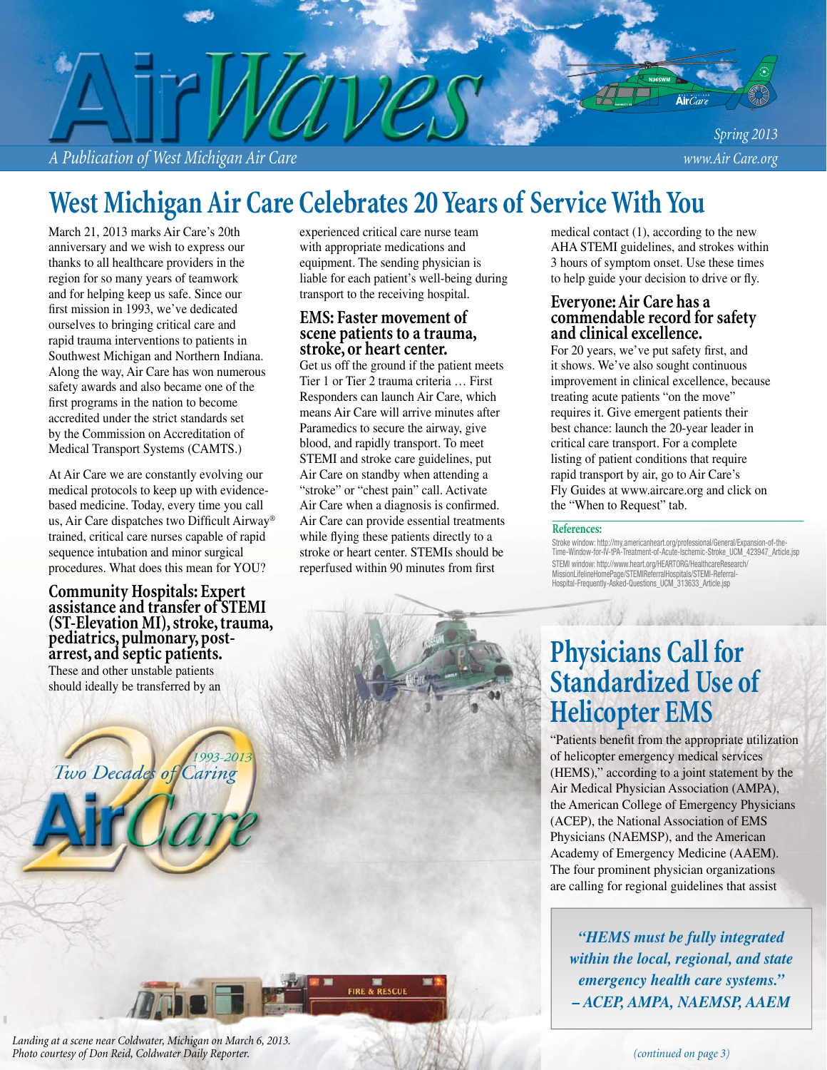# AirWaves

*A Publication of West Michigan Air Care*

*Spring 2013*

*www.Air Care.org*

# West Michigan Air Care Celebrates 20 Years of Service With You

March 21, 2013 marks Air Care's 20th anniversary and we wish to express our thanks to all healthcare providers in the region for so many years of teamwork and for helping keep us safe. Since our first mission in 1993, we've dedicated ourselves to bringing critical care and rapid trauma interventions to patients in Southwest Michigan and Northern Indiana. Along the way, Air Care has won numerous safety awards and also became one of the first programs in the nation to become accredited under the strict standards set by the Commission on Accreditation of Medical Transport Systems (CAMTS.)

At Air Care we are constantly evolving our medical protocols to keep up with evidence-based medicine. Today, every time you call us, Air Care dispatches two Difficult Airway® trained, critical care nurses capable of rapid sequence intubation and minor surgical procedures. What does this mean for YOU?

### Community Hospitals: Expert assistance and transfer of STEMI (ST-Elevation MI), stroke, trauma, pediatrics, pulmonary, post-arrest, and septic patients.

These and other unstable patients should ideally be transferred by an experienced critical care nurse team with appropriate medications and equipment. The sending physician is liable for each patient's well-being during transport to the receiving hospital.

### EMS: Faster movement of scene patients to a trauma, stroke, or heart center.

Get us off the ground if the patient meets Tier 1 or Tier 2 trauma criteria … First Responders can launch Air Care, which means Air Care will arrive minutes after Paramedics to secure the airway, give blood, and rapidly transport. To meet STEMI and stroke care guidelines, put Air Care on standby when attending a "stroke" or "chest pain" call. Activate Air Care when a diagnosis is confirmed. Air Care can provide essential treatments while flying these patients directly to a stroke or heart center. STEMIs should be reperfused within 90 minutes from first medical contact (1), according to the new AHA STEMI guidelines, and strokes within 3 hours of symptom onset. Use these times to help guide your decision to drive or fly.

### Everyone: Air Care has a commendable record for safety and clinical excellence.

For 20 years, we've put safety first, and it shows. We've also sought continuous improvement in clinical excellence, because treating acute patients "on the move" requires it. Give emergent patients their best chance: launch the 20-year leader in critical care transport. For a complete listing of patient conditions that require rapid transport by air, go to Air Care's Fly Guides at www.aircare.org and click on the "When to Request" tab.

**References:**

Stroke window: http://my.americanheart.org/professional/General/Expansion-of-the-Time-Window-for-IV-tPA-Treatment-of-Acute-Ischemic-Stroke_UCM_423947_Article.jsp

STEMI window: http://www.heart.org/HEARTORG/HealthcareResearch/MissionLifelineHomePage/STEMIReferralHospitals/STEMI-Referral-Hospital-Frequently-Asked-Questions_UCM_313633_Article.jsp

*Two Decades of Caring 1993-2013 Air Care*

*Landing at a scene near Coldwater, Michigan on March 6, 2013. Photo courtesy of Don Reid, Coldwater Daily Reporter.*

# Physicians Call for Standardized Use of Helicopter EMS

"Patients benefit from the appropriate utilization of helicopter emergency medical services (HEMS)," according to a joint statement by the Air Medical Physician Association (AMPA), the American College of Emergency Physicians (ACEP), the National Association of EMS Physicians (NAEMSP), and the American Academy of Emergency Medicine (AAEM). The four prominent physician organizations are calling for regional guidelines that assist

> ***"HEMS must be fully integrated within the local, regional, and state emergency health care systems." – ACEP, AMPA, NAEMSP, AAEM***

*(continued on page 3)*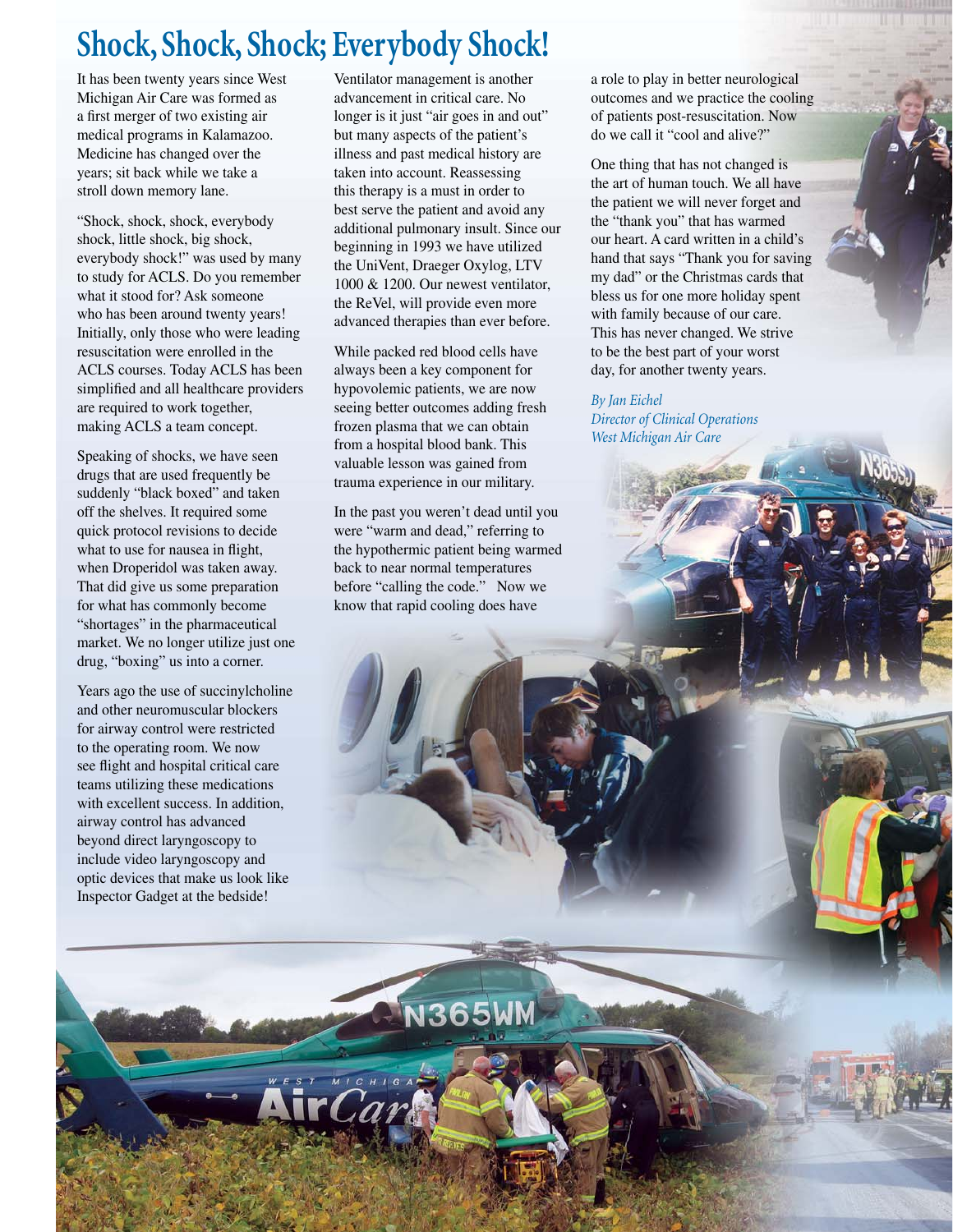# Shock, Shock, Shock; Everybody Shock!

It has been twenty years since West Michigan Air Care was formed as a first merger of two existing air medical programs in Kalamazoo. Medicine has changed over the years; sit back while we take a stroll down memory lane.

"Shock, shock, shock, everybody shock, little shock, big shock, everybody shock!" was used by many to study for ACLS. Do you remember what it stood for? Ask someone who has been around twenty years! Initially, only those who were leading resuscitation were enrolled in the ACLS courses. Today ACLS has been simplified and all healthcare providers are required to work together, making ACLS a team concept.

Speaking of shocks, we have seen drugs that are used frequently be suddenly "black boxed" and taken off the shelves. It required some quick protocol revisions to decide what to use for nausea in flight, when Droperidol was taken away. That did give us some preparation for what has commonly become "shortages" in the pharmaceutical market. We no longer utilize just one drug, "boxing" us into a corner.

Years ago the use of succinylcholine and other neuromuscular blockers for airway control were restricted to the operating room. We now see flight and hospital critical care teams utilizing these medications with excellent success. In addition, airway control has advanced beyond direct laryngoscopy to include video laryngoscopy and optic devices that make us look like Inspector Gadget at the bedside!

Ventilator management is another advancement in critical care. No longer is it just "air goes in and out" but many aspects of the patient's illness and past medical history are taken into account. Reassessing this therapy is a must in order to best serve the patient and avoid any additional pulmonary insult. Since our beginning in 1993 we have utilized the UniVent, Draeger Oxylog, LTV 1000 & 1200. Our newest ventilator, the ReVel, will provide even more advanced therapies than ever before.

While packed red blood cells have always been a key component for hypovolemic patients, we are now seeing better outcomes adding fresh frozen plasma that we can obtain from a hospital blood bank. This valuable lesson was gained from trauma experience in our military.

In the past you weren't dead until you were "warm and dead," referring to the hypothermic patient being warmed back to near normal temperatures before "calling the code." Now we know that rapid cooling does have a role to play in better neurological outcomes and we practice the cooling of patients post-resuscitation. Now do we call it "cool and alive?"

One thing that has not changed is the art of human touch. We all have the patient we will never forget and the "thank you" that has warmed our heart. A card written in a child's hand that says "Thank you for saving my dad" or the Christmas cards that bless us for one more holiday spent with family because of our care. This has never changed. We strive to be the best part of your worst day, for another twenty years.

*By Jan Eichel*
*Director of Clinical Operations*
*West Michigan Air Care*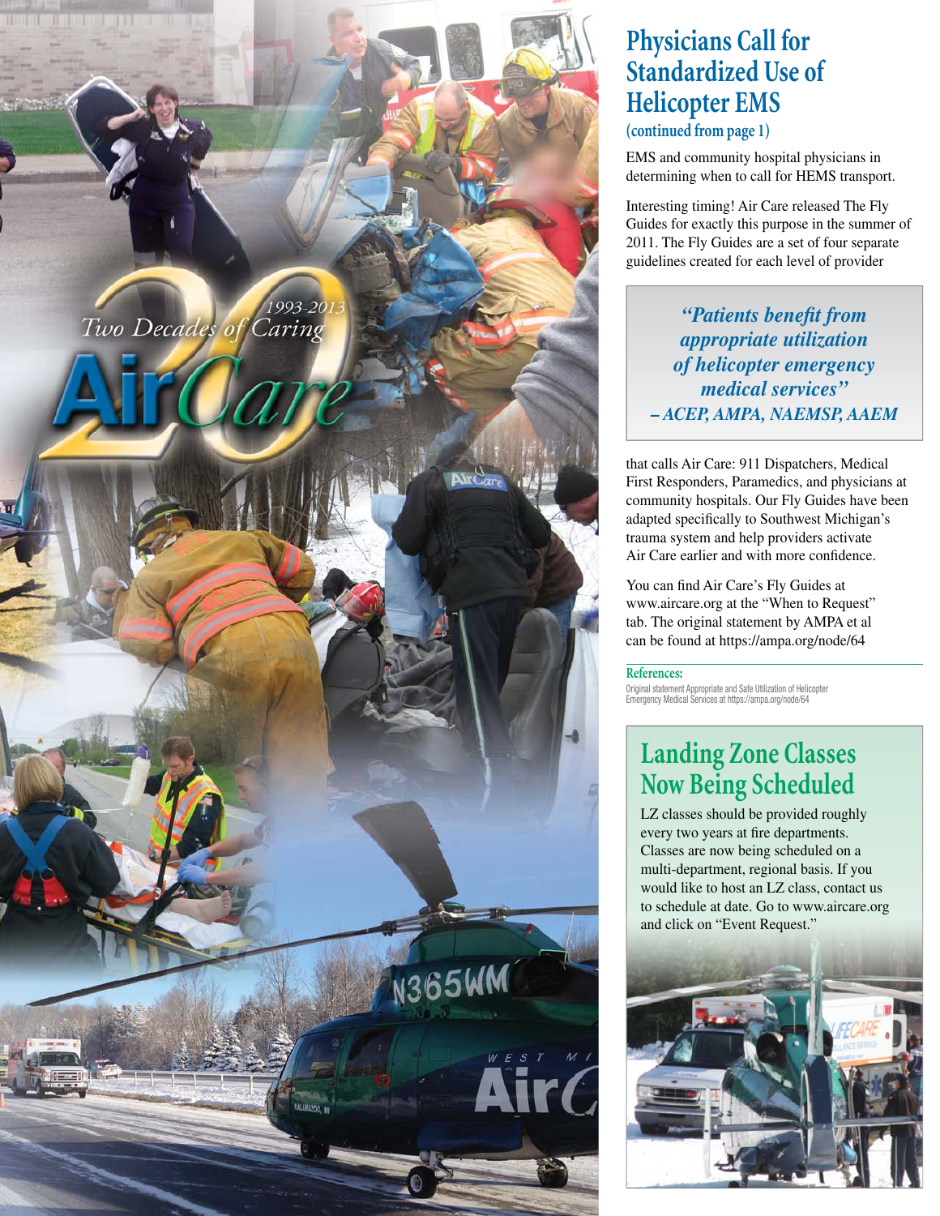# Physicians Call for Standardized Use of Helicopter EMS

**(continued from page 1)**

EMS and community hospital physicians in determining when to call for HEMS transport.

Interesting timing! Air Care released The Fly Guides for exactly this purpose in the summer of 2011. The Fly Guides are a set of four separate guidelines created for each level of provider that calls Air Care: 911 Dispatchers, Medical First Responders, Paramedics, and physicians at community hospitals. Our Fly Guides have been adapted specifically to Southwest Michigan's trauma system and help providers activate Air Care earlier and with more confidence.

> ***"Patients benefit from appropriate utilization of helicopter emergency medical services"***
> ***– ACEP, AMPA, NAEMSP, AAEM***

You can find Air Care's Fly Guides at www.aircare.org at the "When to Request" tab. The original statement by AMPA et al can be found at https://ampa.org/node/64

**References:**

Original statement Appropriate and Safe Utilization of Helicopter Emergency Medical Services at https://ampa.org/node/64

## Landing Zone Classes Now Being Scheduled

LZ classes should be provided roughly every two years at fire departments. Classes are now being scheduled on a multi-department, regional basis. If you would like to host an LZ class, contact us to schedule at date. Go to www.aircare.org and click on "Event Request."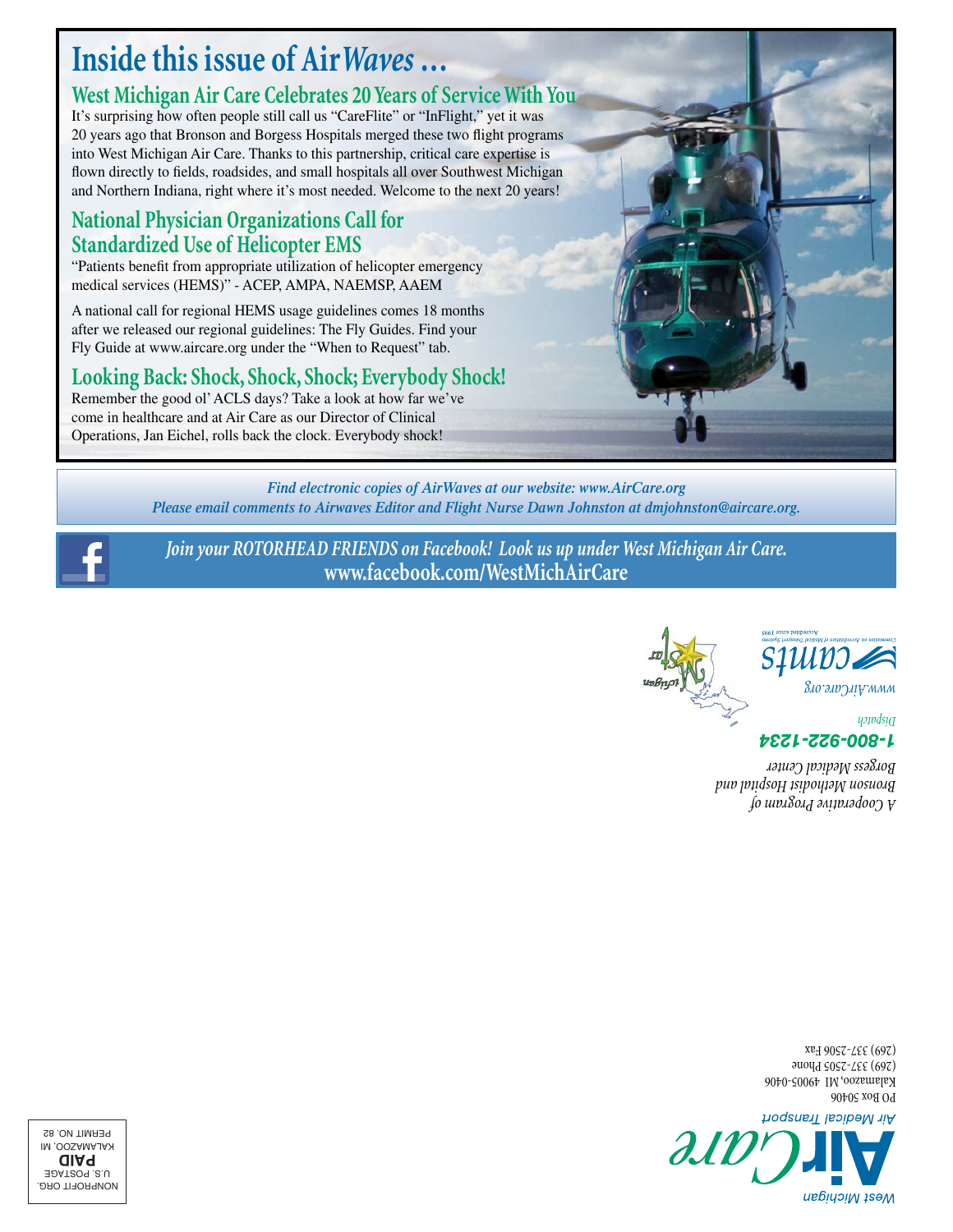# Inside this issue of Air*Waves* …

## West Michigan Air Care Celebrates 20 Years of Service With You

It's surprising how often people still call us "CareFlite" or "InFlight," yet it was 20 years ago that Bronson and Borgess Hospitals merged these two flight programs into West Michigan Air Care. Thanks to this partnership, critical care expertise is flown directly to fields, roadsides, and small hospitals all over Southwest Michigan and Northern Indiana, right where it's most needed. Welcome to the next 20 years!

## National Physician Organizations Call for Standardized Use of Helicopter EMS

"Patients benefit from appropriate utilization of helicopter emergency medical services (HEMS)" - ACEP, AMPA, NAEMSP, AAEM

A national call for regional HEMS usage guidelines comes 18 months after we released our regional guidelines: The Fly Guides. Find your Fly Guide at www.aircare.org under the "When to Request" tab.

## Looking Back: Shock, Shock, Shock; Everybody Shock!

Remember the good ol' ACLS days? Take a look at how far we've come in healthcare and at Air Care as our Director of Clinical Operations, Jan Eichel, rolls back the clock. Everybody shock!

*Find electronic copies of AirWaves at our website: www.AirCare.org*
*Please email comments to Airwaves Editor and Flight Nurse Dawn Johnston at dmjohnston@aircare.org.*

*Join your ROTORHEAD FRIENDS on Facebook! Look us up under West Michigan Air Care.*
**www.facebook.com/WestMichAirCare**

*A Cooperative Program of Bronson Methodist Hospital and Borgess Medical Center*

**1-800-922-1234**
*Dispatch*

*www.AirCare.org*

camts
Commission on Accreditation of Medical Transport Systems
Accredited since 1995

West Michigan
**Air***Care*
*Air Medical Transport*

PO Box 50406
Kalamazoo, MI 49005-0406
(269) 337-2505 Phone
(269) 337-2506 Fax

NONPROFIT ORG.
U.S. POSTAGE
**PAID**
KALAMAZOO, MI
PERMIT NO. 82